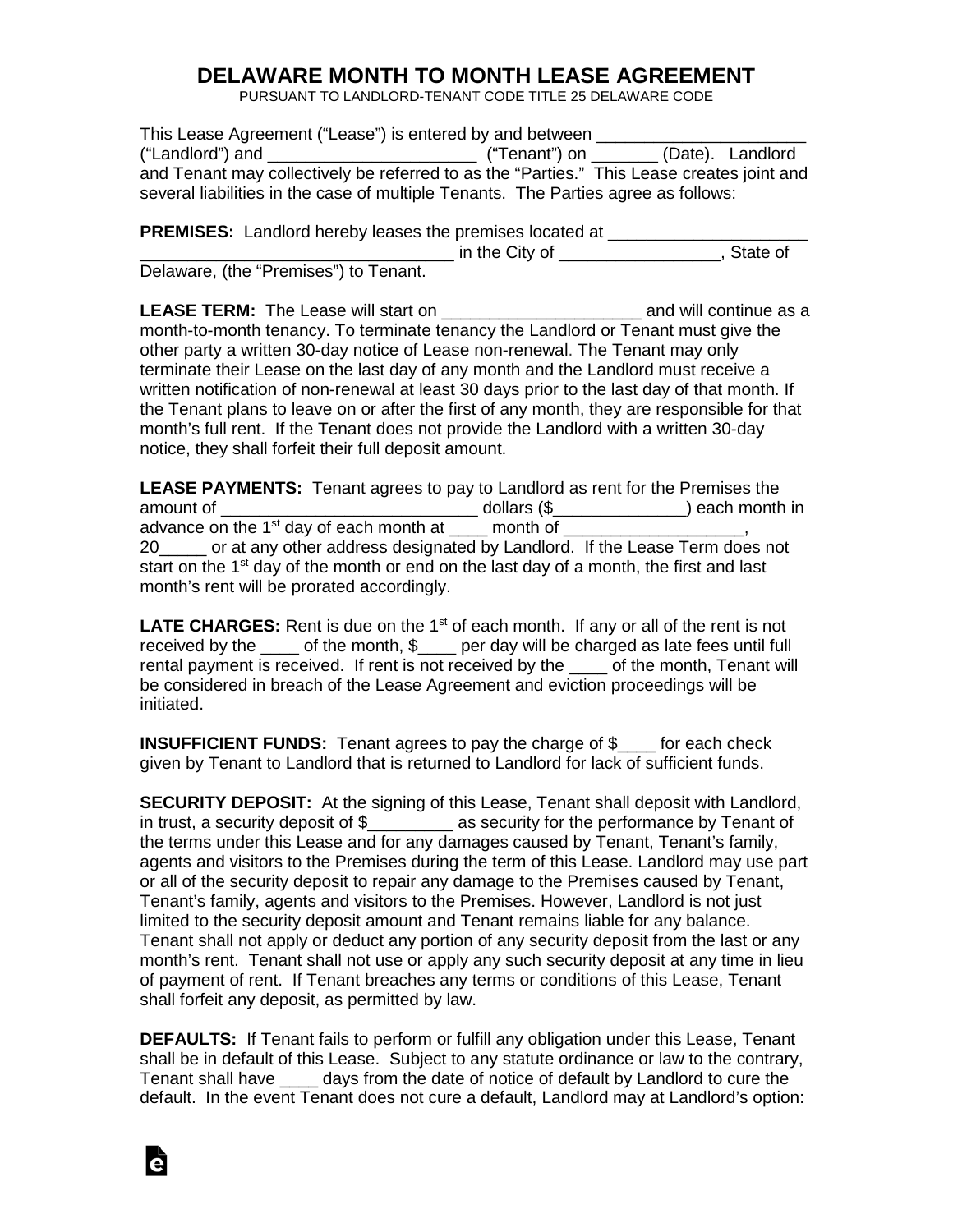# DELAWARE MONTH TO MONTH LEASE AGREEMENT

PURSUANT TO LANDLORD-TENANT CODE TITLE 25 DELAWARE CODE

This Lease Agreement ("Lease") is entered by and between ______________________ ("Landlord") and ______________________ ("Tenant") on _______ (Date). Landlord and Tenant may collectively be referred to as the "Parties." This Lease creates joint and several liabilities in the case of multiple Tenants. The Parties agree as follows:

**PREMISES:** Landlord hereby leases the premises located at _____________________ _________________________________ in the City of _________________, State of Delaware, (the "Premises") to Tenant.

**LEASE TERM:** The Lease will start on _____________________ and will continue as a month-to-month tenancy. To terminate tenancy the Landlord or Tenant must give the other party a written 30-day notice of Lease non-renewal. The Tenant may only terminate their Lease on the last day of any month and the Landlord must receive a written notification of non-renewal at least 30 days prior to the last day of that month. If the Tenant plans to leave on or after the first of any month, they are responsible for that month's full rent. If the Tenant does not provide the Landlord with a written 30-day notice, they shall forfeit their full deposit amount.

**LEASE PAYMENTS:** Tenant agrees to pay to Landlord as rent for the Premises the amount of ____________________________ dollars ($______________) each month in advance on the 1st day of each month at ____ month of ___________________, 20_____ or at any other address designated by Landlord. If the Lease Term does not start on the 1st day of the month or end on the last day of a month, the first and last month's rent will be prorated accordingly.

**LATE CHARGES:** Rent is due on the 1st of each month. If any or all of the rent is not received by the ____ of the month, $____ per day will be charged as late fees until full rental payment is received. If rent is not received by the ____ of the month, Tenant will be considered in breach of the Lease Agreement and eviction proceedings will be initiated.

**INSUFFICIENT FUNDS:** Tenant agrees to pay the charge of $____ for each check given by Tenant to Landlord that is returned to Landlord for lack of sufficient funds.

**SECURITY DEPOSIT:** At the signing of this Lease, Tenant shall deposit with Landlord, in trust, a security deposit of $_________ as security for the performance by Tenant of the terms under this Lease and for any damages caused by Tenant, Tenant's family, agents and visitors to the Premises during the term of this Lease. Landlord may use part or all of the security deposit to repair any damage to the Premises caused by Tenant, Tenant's family, agents and visitors to the Premises. However, Landlord is not just limited to the security deposit amount and Tenant remains liable for any balance. Tenant shall not apply or deduct any portion of any security deposit from the last or any month's rent. Tenant shall not use or apply any such security deposit at any time in lieu of payment of rent. If Tenant breaches any terms or conditions of this Lease, Tenant shall forfeit any deposit, as permitted by law.

**DEFAULTS:** If Tenant fails to perform or fulfill any obligation under this Lease, Tenant shall be in default of this Lease. Subject to any statute ordinance or law to the contrary, Tenant shall have ____ days from the date of notice of default by Landlord to cure the default. In the event Tenant does not cure a default, Landlord may at Landlord's option: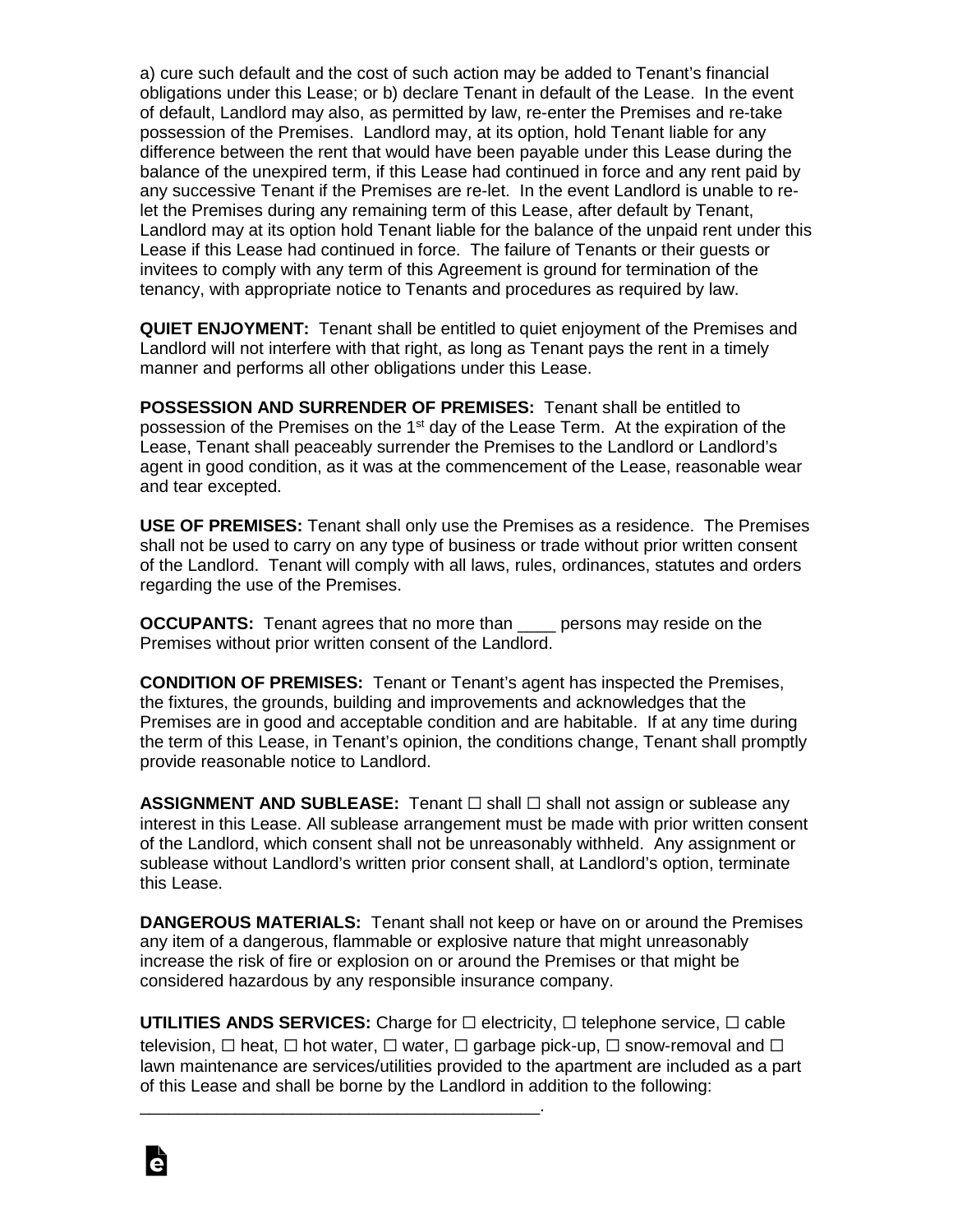a) cure such default and the cost of such action may be added to Tenant's financial obligations under this Lease; or b) declare Tenant in default of the Lease. In the event of default, Landlord may also, as permitted by law, re-enter the Premises and re-take possession of the Premises. Landlord may, at its option, hold Tenant liable for any difference between the rent that would have been payable under this Lease during the balance of the unexpired term, if this Lease had continued in force and any rent paid by any successive Tenant if the Premises are re-let. In the event Landlord is unable to re-let the Premises during any remaining term of this Lease, after default by Tenant, Landlord may at its option hold Tenant liable for the balance of the unpaid rent under this Lease if this Lease had continued in force. The failure of Tenants or their guests or invitees to comply with any term of this Agreement is ground for termination of the tenancy, with appropriate notice to Tenants and procedures as required by law.

**QUIET ENJOYMENT:** Tenant shall be entitled to quiet enjoyment of the Premises and Landlord will not interfere with that right, as long as Tenant pays the rent in a timely manner and performs all other obligations under this Lease.

**POSSESSION AND SURRENDER OF PREMISES:** Tenant shall be entitled to possession of the Premises on the 1st day of the Lease Term. At the expiration of the Lease, Tenant shall peaceably surrender the Premises to the Landlord or Landlord's agent in good condition, as it was at the commencement of the Lease, reasonable wear and tear excepted.

**USE OF PREMISES:** Tenant shall only use the Premises as a residence. The Premises shall not be used to carry on any type of business or trade without prior written consent of the Landlord. Tenant will comply with all laws, rules, ordinances, statutes and orders regarding the use of the Premises.

**OCCUPANTS:** Tenant agrees that no more than ____ persons may reside on the Premises without prior written consent of the Landlord.

**CONDITION OF PREMISES:** Tenant or Tenant's agent has inspected the Premises, the fixtures, the grounds, building and improvements and acknowledges that the Premises are in good and acceptable condition and are habitable. If at any time during the term of this Lease, in Tenant's opinion, the conditions change, Tenant shall promptly provide reasonable notice to Landlord.

**ASSIGNMENT AND SUBLEASE:** Tenant ☐ shall ☐ shall not assign or sublease any interest in this Lease. All sublease arrangement must be made with prior written consent of the Landlord, which consent shall not be unreasonably withheld. Any assignment or sublease without Landlord's written prior consent shall, at Landlord's option, terminate this Lease.

**DANGEROUS MATERIALS:** Tenant shall not keep or have on or around the Premises any item of a dangerous, flammable or explosive nature that might unreasonably increase the risk of fire or explosion on or around the Premises or that might be considered hazardous by any responsible insurance company.

**UTILITIES ANDS SERVICES:** Charge for ☐ electricity, ☐ telephone service, ☐ cable television, ☐ heat, ☐ hot water, ☐ water, ☐ garbage pick-up, ☐ snow-removal and ☐ lawn maintenance are services/utilities provided to the apartment are included as a part of this Lease and shall be borne by the Landlord in addition to the following: ____________________________________________.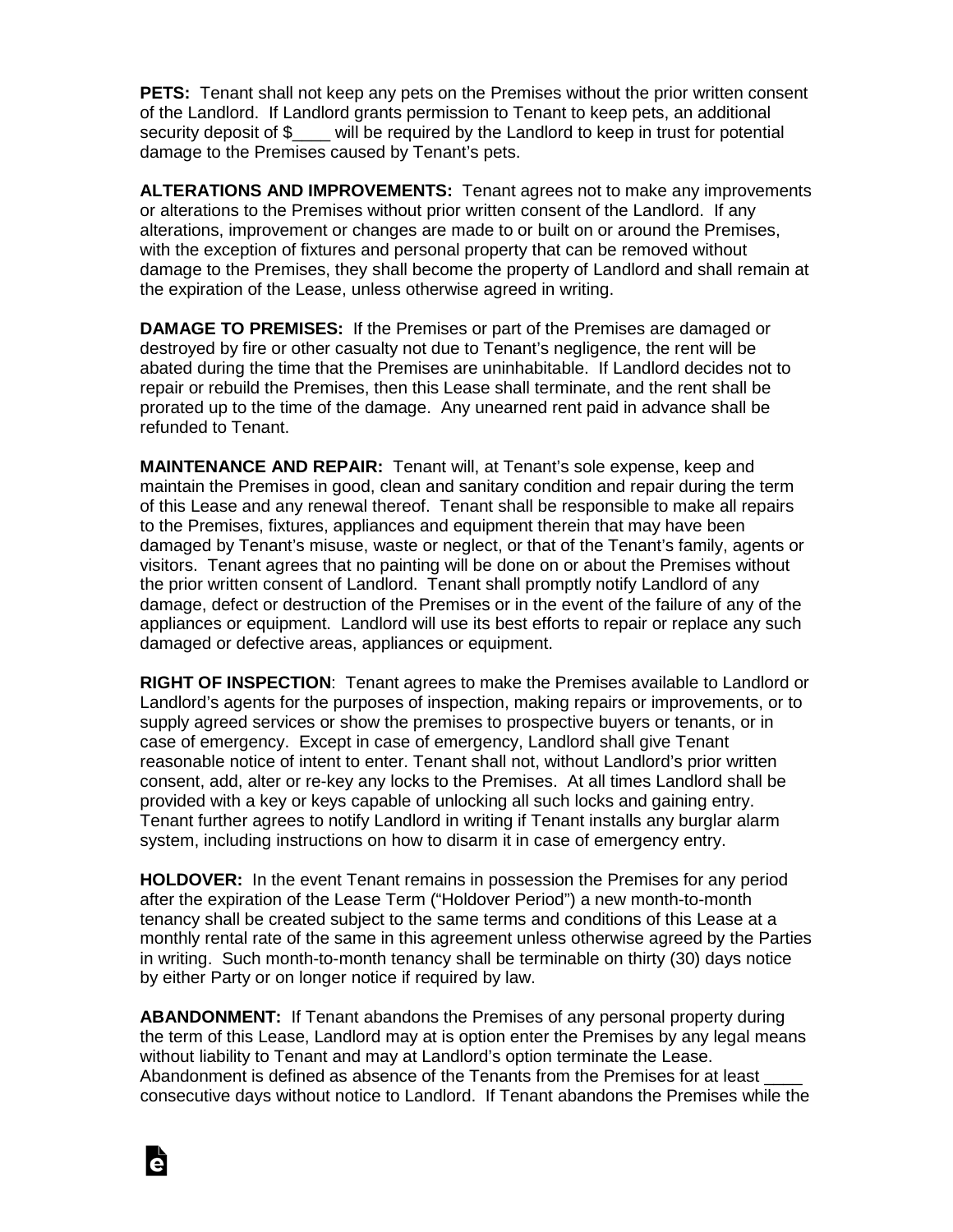**PETS:** Tenant shall not keep any pets on the Premises without the prior written consent of the Landlord. If Landlord grants permission to Tenant to keep pets, an additional security deposit of $____ will be required by the Landlord to keep in trust for potential damage to the Premises caused by Tenant's pets.

**ALTERATIONS AND IMPROVEMENTS:** Tenant agrees not to make any improvements or alterations to the Premises without prior written consent of the Landlord. If any alterations, improvement or changes are made to or built on or around the Premises, with the exception of fixtures and personal property that can be removed without damage to the Premises, they shall become the property of Landlord and shall remain at the expiration of the Lease, unless otherwise agreed in writing.

**DAMAGE TO PREMISES:** If the Premises or part of the Premises are damaged or destroyed by fire or other casualty not due to Tenant's negligence, the rent will be abated during the time that the Premises are uninhabitable. If Landlord decides not to repair or rebuild the Premises, then this Lease shall terminate, and the rent shall be prorated up to the time of the damage. Any unearned rent paid in advance shall be refunded to Tenant.

**MAINTENANCE AND REPAIR:** Tenant will, at Tenant's sole expense, keep and maintain the Premises in good, clean and sanitary condition and repair during the term of this Lease and any renewal thereof. Tenant shall be responsible to make all repairs to the Premises, fixtures, appliances and equipment therein that may have been damaged by Tenant's misuse, waste or neglect, or that of the Tenant's family, agents or visitors. Tenant agrees that no painting will be done on or about the Premises without the prior written consent of Landlord. Tenant shall promptly notify Landlord of any damage, defect or destruction of the Premises or in the event of the failure of any of the appliances or equipment. Landlord will use its best efforts to repair or replace any such damaged or defective areas, appliances or equipment.

**RIGHT OF INSPECTION**: Tenant agrees to make the Premises available to Landlord or Landlord's agents for the purposes of inspection, making repairs or improvements, or to supply agreed services or show the premises to prospective buyers or tenants, or in case of emergency. Except in case of emergency, Landlord shall give Tenant reasonable notice of intent to enter. Tenant shall not, without Landlord's prior written consent, add, alter or re-key any locks to the Premises. At all times Landlord shall be provided with a key or keys capable of unlocking all such locks and gaining entry. Tenant further agrees to notify Landlord in writing if Tenant installs any burglar alarm system, including instructions on how to disarm it in case of emergency entry.

**HOLDOVER:** In the event Tenant remains in possession the Premises for any period after the expiration of the Lease Term ("Holdover Period") a new month-to-month tenancy shall be created subject to the same terms and conditions of this Lease at a monthly rental rate of the same in this agreement unless otherwise agreed by the Parties in writing. Such month-to-month tenancy shall be terminable on thirty (30) days notice by either Party or on longer notice if required by law.

**ABANDONMENT:** If Tenant abandons the Premises of any personal property during the term of this Lease, Landlord may at is option enter the Premises by any legal means without liability to Tenant and may at Landlord's option terminate the Lease. Abandonment is defined as absence of the Tenants from the Premises for at least ____ consecutive days without notice to Landlord. If Tenant abandons the Premises while the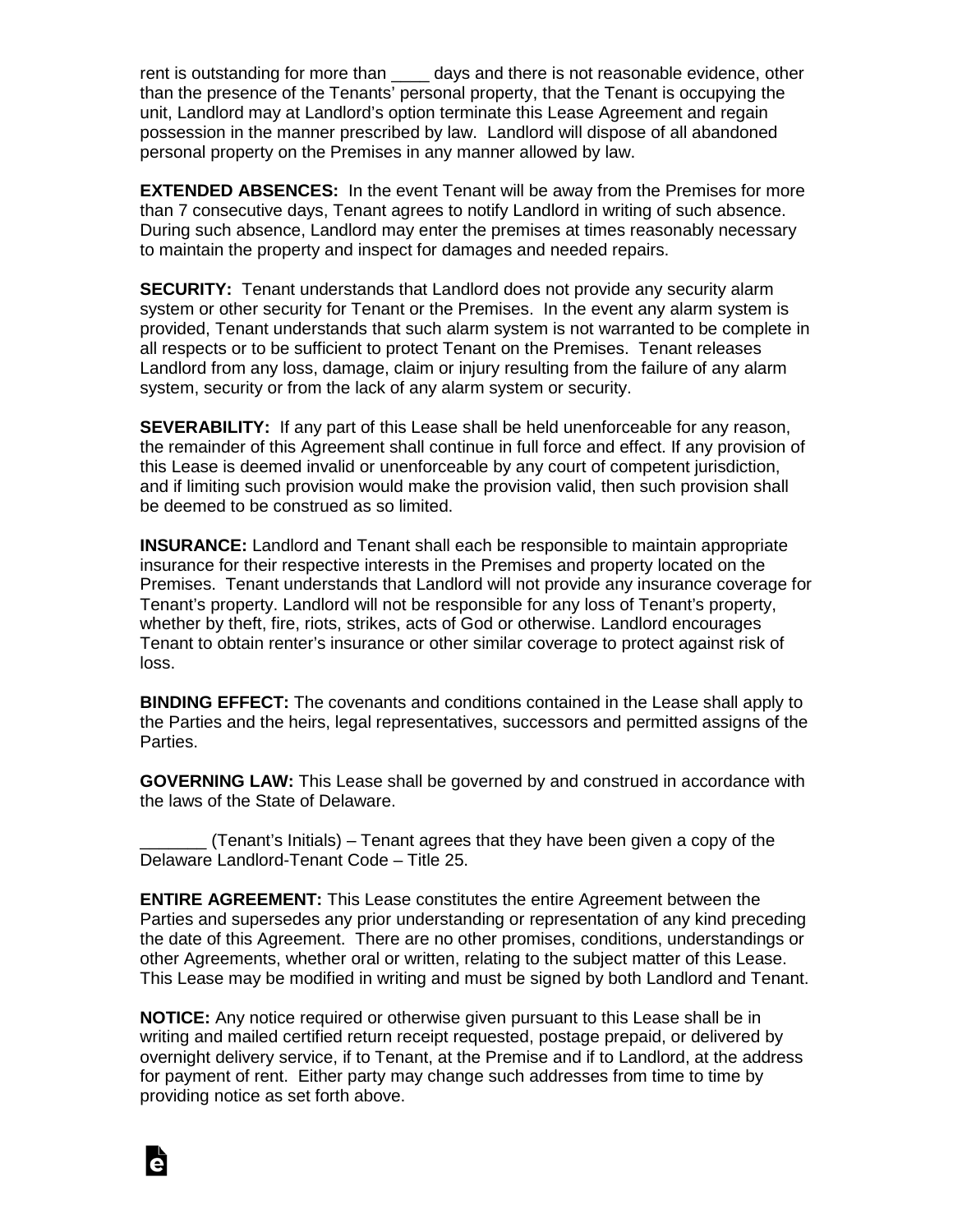rent is outstanding for more than ____ days and there is not reasonable evidence, other than the presence of the Tenants' personal property, that the Tenant is occupying the unit, Landlord may at Landlord's option terminate this Lease Agreement and regain possession in the manner prescribed by law. Landlord will dispose of all abandoned personal property on the Premises in any manner allowed by law.

**EXTENDED ABSENCES:** In the event Tenant will be away from the Premises for more than 7 consecutive days, Tenant agrees to notify Landlord in writing of such absence. During such absence, Landlord may enter the premises at times reasonably necessary to maintain the property and inspect for damages and needed repairs.

**SECURITY:** Tenant understands that Landlord does not provide any security alarm system or other security for Tenant or the Premises. In the event any alarm system is provided, Tenant understands that such alarm system is not warranted to be complete in all respects or to be sufficient to protect Tenant on the Premises. Tenant releases Landlord from any loss, damage, claim or injury resulting from the failure of any alarm system, security or from the lack of any alarm system or security.

**SEVERABILITY:** If any part of this Lease shall be held unenforceable for any reason, the remainder of this Agreement shall continue in full force and effect. If any provision of this Lease is deemed invalid or unenforceable by any court of competent jurisdiction, and if limiting such provision would make the provision valid, then such provision shall be deemed to be construed as so limited.

**INSURANCE:** Landlord and Tenant shall each be responsible to maintain appropriate insurance for their respective interests in the Premises and property located on the Premises. Tenant understands that Landlord will not provide any insurance coverage for Tenant's property. Landlord will not be responsible for any loss of Tenant's property, whether by theft, fire, riots, strikes, acts of God or otherwise. Landlord encourages Tenant to obtain renter's insurance or other similar coverage to protect against risk of loss.

**BINDING EFFECT:** The covenants and conditions contained in the Lease shall apply to the Parties and the heirs, legal representatives, successors and permitted assigns of the Parties.

**GOVERNING LAW:** This Lease shall be governed by and construed in accordance with the laws of the State of Delaware.

_______ (Tenant's Initials) – Tenant agrees that they have been given a copy of the Delaware Landlord-Tenant Code – Title 25.

**ENTIRE AGREEMENT:** This Lease constitutes the entire Agreement between the Parties and supersedes any prior understanding or representation of any kind preceding the date of this Agreement. There are no other promises, conditions, understandings or other Agreements, whether oral or written, relating to the subject matter of this Lease. This Lease may be modified in writing and must be signed by both Landlord and Tenant.

**NOTICE:** Any notice required or otherwise given pursuant to this Lease shall be in writing and mailed certified return receipt requested, postage prepaid, or delivered by overnight delivery service, if to Tenant, at the Premise and if to Landlord, at the address for payment of rent. Either party may change such addresses from time to time by providing notice as set forth above.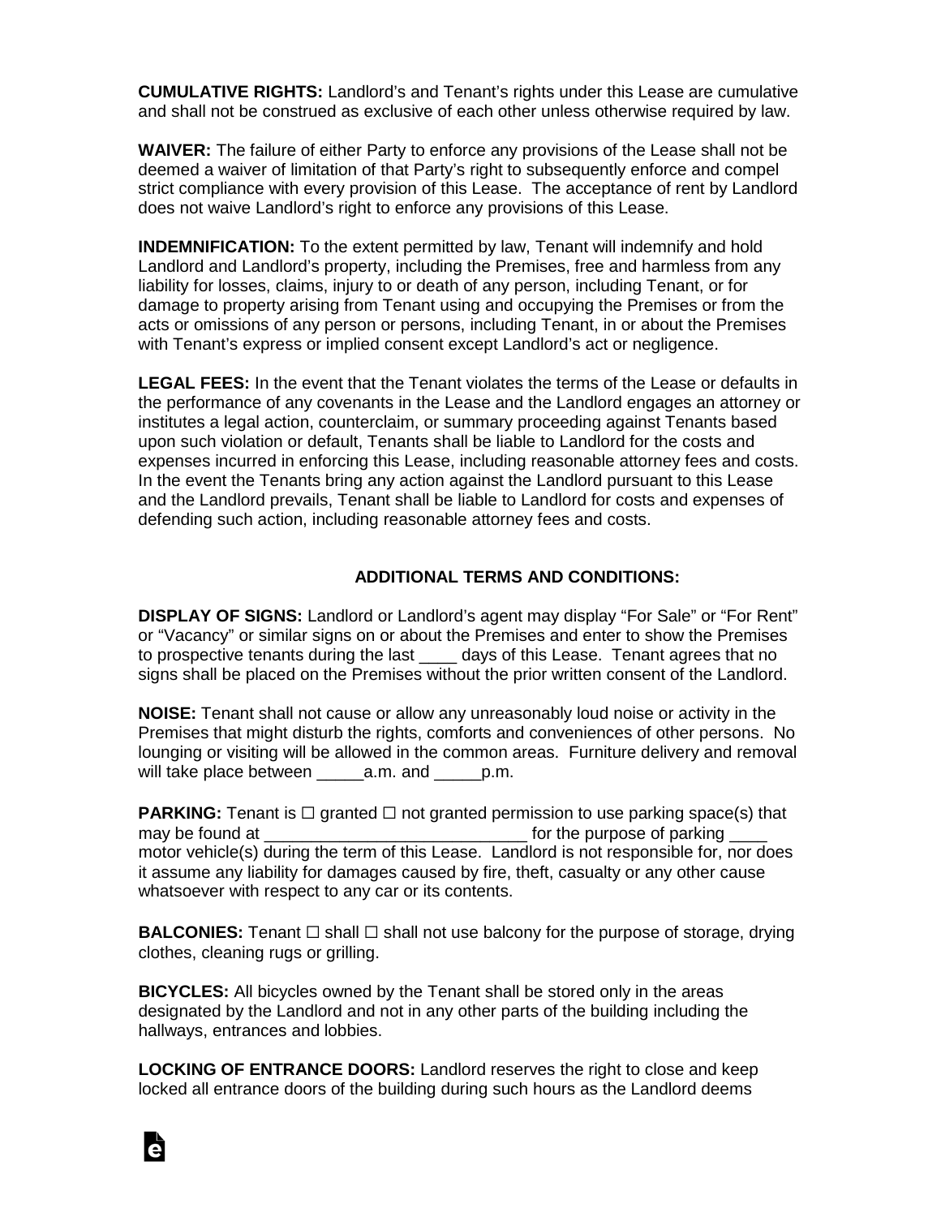**CUMULATIVE RIGHTS:** Landlord's and Tenant's rights under this Lease are cumulative and shall not be construed as exclusive of each other unless otherwise required by law.

**WAIVER:** The failure of either Party to enforce any provisions of the Lease shall not be deemed a waiver of limitation of that Party's right to subsequently enforce and compel strict compliance with every provision of this Lease. The acceptance of rent by Landlord does not waive Landlord's right to enforce any provisions of this Lease.

**INDEMNIFICATION:** To the extent permitted by law, Tenant will indemnify and hold Landlord and Landlord's property, including the Premises, free and harmless from any liability for losses, claims, injury to or death of any person, including Tenant, or for damage to property arising from Tenant using and occupying the Premises or from the acts or omissions of any person or persons, including Tenant, in or about the Premises with Tenant's express or implied consent except Landlord's act or negligence.

**LEGAL FEES:** In the event that the Tenant violates the terms of the Lease or defaults in the performance of any covenants in the Lease and the Landlord engages an attorney or institutes a legal action, counterclaim, or summary proceeding against Tenants based upon such violation or default, Tenants shall be liable to Landlord for the costs and expenses incurred in enforcing this Lease, including reasonable attorney fees and costs. In the event the Tenants bring any action against the Landlord pursuant to this Lease and the Landlord prevails, Tenant shall be liable to Landlord for costs and expenses of defending such action, including reasonable attorney fees and costs.

## ADDITIONAL TERMS AND CONDITIONS:

**DISPLAY OF SIGNS:** Landlord or Landlord's agent may display "For Sale" or "For Rent" or "Vacancy" or similar signs on or about the Premises and enter to show the Premises to prospective tenants during the last ____ days of this Lease. Tenant agrees that no signs shall be placed on the Premises without the prior written consent of the Landlord.

**NOISE:** Tenant shall not cause or allow any unreasonably loud noise or activity in the Premises that might disturb the rights, comforts and conveniences of other persons. No lounging or visiting will be allowed in the common areas. Furniture delivery and removal will take place between _____a.m. and _____p.m.

**PARKING:** Tenant is ☐ granted ☐ not granted permission to use parking space(s) that may be found at ____________________________ for the purpose of parking ____ motor vehicle(s) during the term of this Lease. Landlord is not responsible for, nor does it assume any liability for damages caused by fire, theft, casualty or any other cause whatsoever with respect to any car or its contents.

**BALCONIES:** Tenant ☐ shall ☐ shall not use balcony for the purpose of storage, drying clothes, cleaning rugs or grilling.

**BICYCLES:** All bicycles owned by the Tenant shall be stored only in the areas designated by the Landlord and not in any other parts of the building including the hallways, entrances and lobbies.

**LOCKING OF ENTRANCE DOORS:** Landlord reserves the right to close and keep locked all entrance doors of the building during such hours as the Landlord deems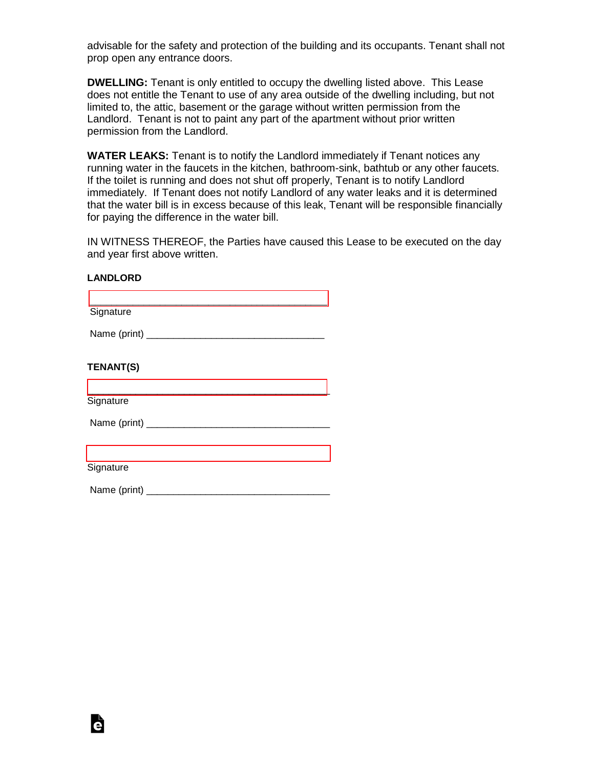advisable for the safety and protection of the building and its occupants. Tenant shall not prop open any entrance doors.

**DWELLING:** Tenant is only entitled to occupy the dwelling listed above. This Lease does not entitle the Tenant to use of any area outside of the dwelling including, but not limited to, the attic, basement or the garage without written permission from the Landlord. Tenant is not to paint any part of the apartment without prior written permission from the Landlord.

**WATER LEAKS:** Tenant is to notify the Landlord immediately if Tenant notices any running water in the faucets in the kitchen, bathroom-sink, bathtub or any other faucets. If the toilet is running and does not shut off properly, Tenant is to notify Landlord immediately. If Tenant does not notify Landlord of any water leaks and it is determined that the water bill is in excess because of this leak, Tenant will be responsible financially for paying the difference in the water bill.

IN WITNESS THEREOF, the Parties have caused this Lease to be executed on the day and year first above written.

**LANDLORD**

_______________________________________

Signature

Name (print) _______________________________

**TENANT(S)**

_______________________________________

Signature

Name (print) _______________________________

_______________________________________

Signature

Name (print) _______________________________